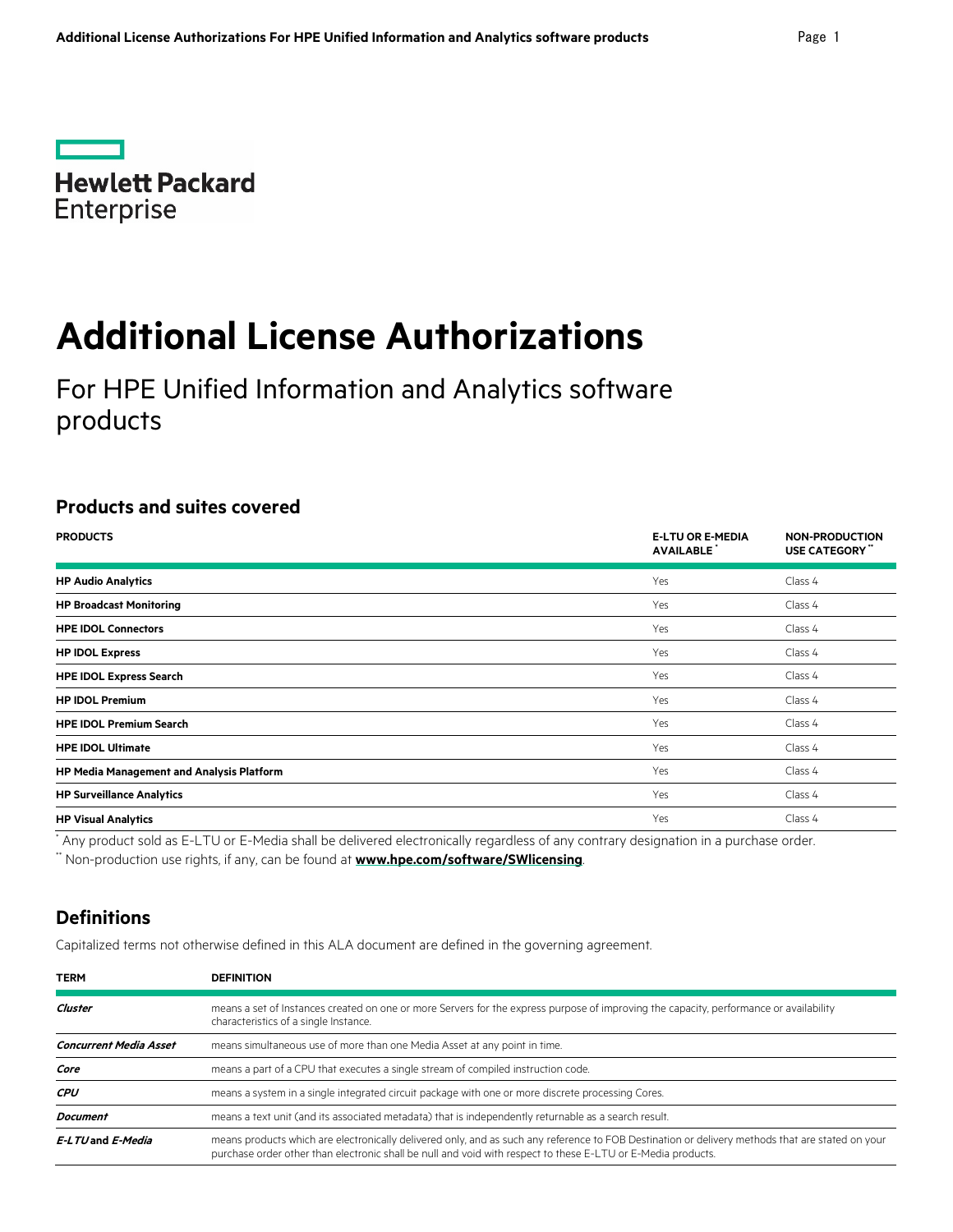Hewlett Packard Enterprise

# Additional License Authorizations

For HPE Unified Information and Analytics software products

## Products and suites covered

| PRODUCTS | E-LTU OR E-MEDIA AVAILABLE * | NON-PRODUCTION USE CATEGORY ** |
|---|---|---|
| **HP Audio Analytics** | Yes | Class 4 |
| **HP Broadcast Monitoring** | Yes | Class 4 |
| **HPE IDOL Connectors** | Yes | Class 4 |
| **HP IDOL Express** | Yes | Class 4 |
| **HPE IDOL Express Search** | Yes | Class 4 |
| **HP IDOL Premium** | Yes | Class 4 |
| **HPE IDOL Premium Search** | Yes | Class 4 |
| **HPE IDOL Ultimate** | Yes | Class 4 |
| **HP Media Management and Analysis Platform** | Yes | Class 4 |
| **HP Surveillance Analytics** | Yes | Class 4 |
| **HP Visual Analytics** | Yes | Class 4 |

* Any product sold as E-LTU or E-Media shall be delivered electronically regardless of any contrary designation in a purchase order.

** Non-production use rights, if any, can be found at **www.hpe.com/software/SWlicensing**.

## Definitions

Capitalized terms not otherwise defined in this ALA document are defined in the governing agreement.

| TERM | DEFINITION |
|---|---|
| ***Cluster*** | means a set of Instances created on one or more Servers for the express purpose of improving the capacity, performance or availability characteristics of a single Instance. |
| ***Concurrent Media Asset*** | means simultaneous use of more than one Media Asset at any point in time. |
| ***Core*** | means a part of a CPU that executes a single stream of compiled instruction code. |
| ***CPU*** | means a system in a single integrated circuit package with one or more discrete processing Cores. |
| ***Document*** | means a text unit (and its associated metadata) that is independently returnable as a search result. |
| ***E-LTU*** and ***E-Media*** | means products which are electronically delivered only, and as such any reference to FOB Destination or delivery methods that are stated on your purchase order other than electronic shall be null and void with respect to these E-LTU or E-Media products. |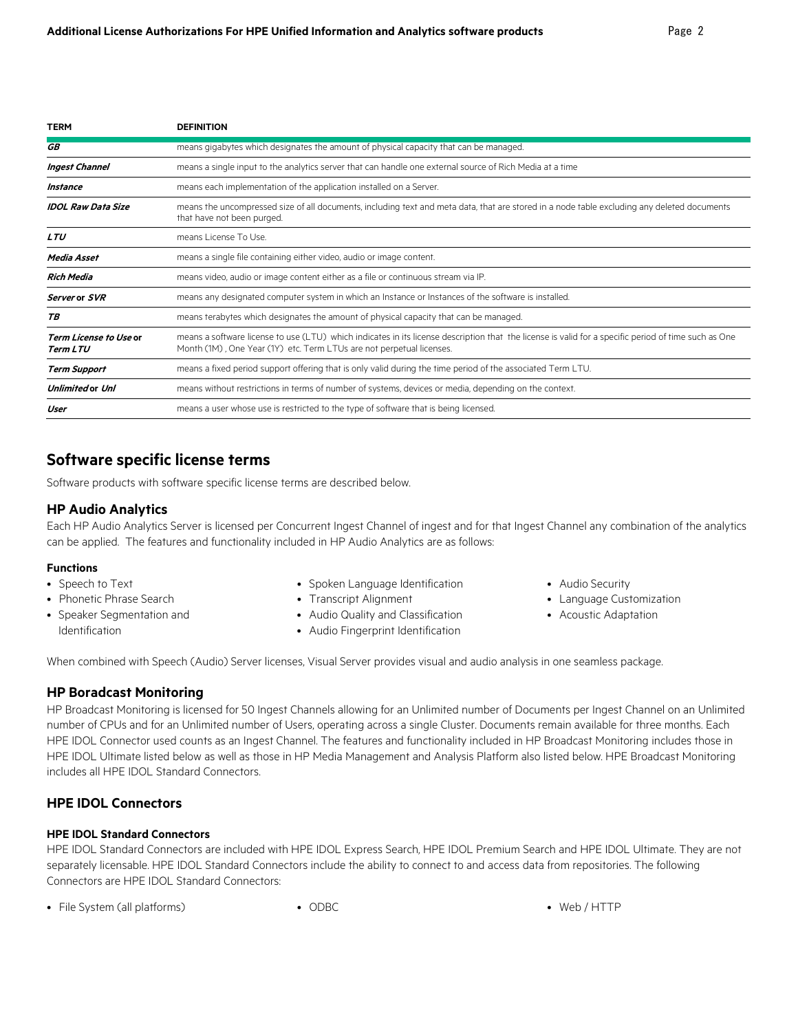| TERM | DEFINITION |
| --- | --- |
| ***GB*** | means gigabytes which designates the amount of physical capacity that can be managed. |
| ***Ingest Channel*** | means a single input to the analytics server that can handle one external source of Rich Media at a time |
| ***Instance*** | means each implementation of the application installed on a Server. |
| ***IDOL Raw Data Size*** | means the uncompressed size of all documents, including text and meta data, that are stored in a node table excluding any deleted documents that have not been purged. |
| ***LTU*** | means License To Use. |
| ***Media Asset*** | means a single file containing either video, audio or image content. |
| ***Rich Media*** | means video, audio or image content either as a file or continuous stream via IP. |
| ***Server*** **or** ***SVR*** | means any designated computer system in which an Instance or Instances of the software is installed. |
| ***TB*** | means terabytes which designates the amount of physical capacity that can be managed. |
| ***Term License to Use*** **or** ***Term LTU*** | means a software license to use (LTU) which indicates in its license description that the license is valid for a specific period of time such as One Month (1M) , One Year (1Y) etc. Term LTUs are not perpetual licenses. |
| ***Term Support*** | means a fixed period support offering that is only valid during the time period of the associated Term LTU. |
| ***Unlimited*** **or** ***Unl*** | means without restrictions in terms of number of systems, devices or media, depending on the context. |
| ***User*** | means a user whose use is restricted to the type of software that is being licensed. |

## Software specific license terms

Software products with software specific license terms are described below.

### HP Audio Analytics

Each HP Audio Analytics Server is licensed per Concurrent Ingest Channel of ingest and for that Ingest Channel any combination of the analytics can be applied. The features and functionality included in HP Audio Analytics are as follows:

#### Functions

- Speech to Text
- Phonetic Phrase Search
- Speaker Segmentation and Identification
- Spoken Language Identification
- Transcript Alignment
- Audio Quality and Classification
- Audio Fingerprint Identification
- Audio Security
- Language Customization
- Acoustic Adaptation

When combined with Speech (Audio) Server licenses, Visual Server provides visual and audio analysis in one seamless package.

### HP Boradcast Monitoring

HP Broadcast Monitoring is licensed for 50 Ingest Channels allowing for an Unlimited number of Documents per Ingest Channel on an Unlimited number of CPUs and for an Unlimited number of Users, operating across a single Cluster. Documents remain available for three months. Each HPE IDOL Connector used counts as an Ingest Channel. The features and functionality included in HP Broadcast Monitoring includes those in HPE IDOL Ultimate listed below as well as those in HP Media Management and Analysis Platform also listed below. HPE Broadcast Monitoring includes all HPE IDOL Standard Connectors.

### HPE IDOL Connectors

#### HPE IDOL Standard Connectors

HPE IDOL Standard Connectors are included with HPE IDOL Express Search, HPE IDOL Premium Search and HPE IDOL Ultimate. They are not separately licensable. HPE IDOL Standard Connectors include the ability to connect to and access data from repositories. The following Connectors are HPE IDOL Standard Connectors:

- File System (all platforms)
- ODBC
- Web / HTTP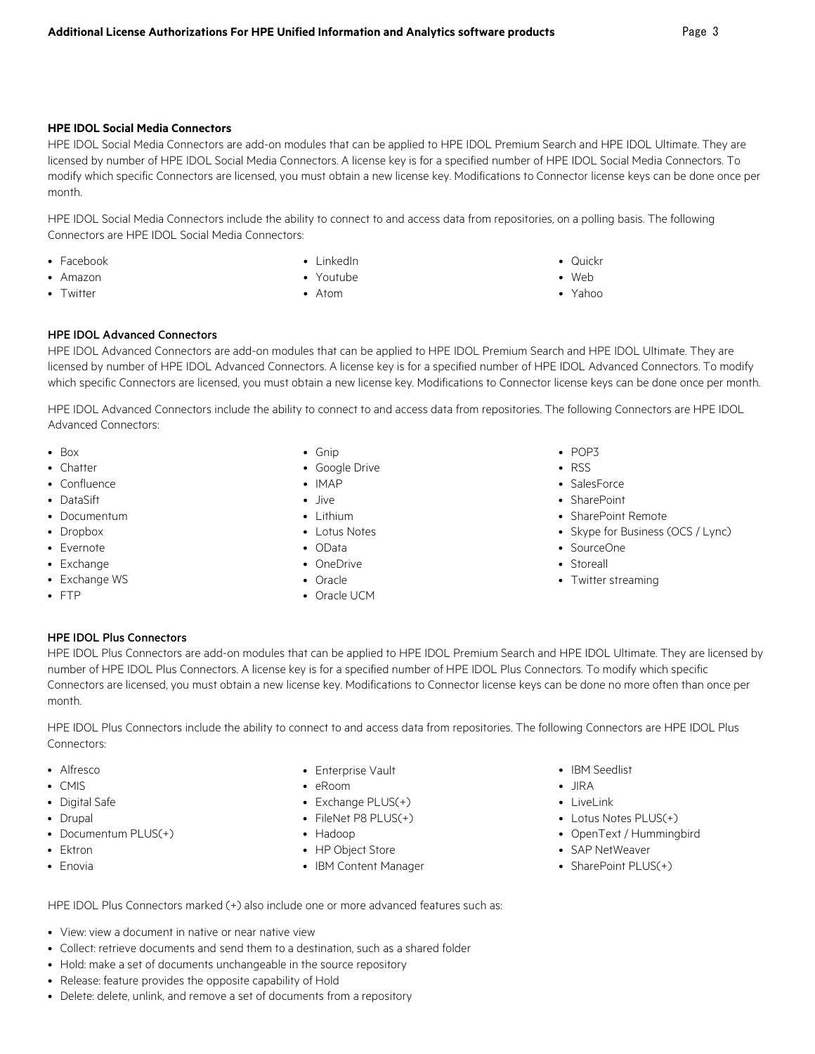### HPE IDOL Social Media Connectors

HPE IDOL Social Media Connectors are add-on modules that can be applied to HPE IDOL Premium Search and HPE IDOL Ultimate. They are licensed by number of HPE IDOL Social Media Connectors. A license key is for a specified number of HPE IDOL Social Media Connectors. To modify which specific Connectors are licensed, you must obtain a new license key. Modifications to Connector license keys can be done once per month.

HPE IDOL Social Media Connectors include the ability to connect to and access data from repositories, on a polling basis. The following Connectors are HPE IDOL Social Media Connectors:

- Facebook
- Amazon
- Twitter
- LinkedIn
- Youtube
- Atom
- Quickr
- Web
- Yahoo

### HPE IDOL Advanced Connectors

HPE IDOL Advanced Connectors are add-on modules that can be applied to HPE IDOL Premium Search and HPE IDOL Ultimate. They are licensed by number of HPE IDOL Advanced Connectors. A license key is for a specified number of HPE IDOL Advanced Connectors. To modify which specific Connectors are licensed, you must obtain a new license key. Modifications to Connector license keys can be done once per month.

HPE IDOL Advanced Connectors include the ability to connect to and access data from repositories. The following Connectors are HPE IDOL Advanced Connectors:

- Box
- Chatter
- Confluence
- DataSift
- Documentum
- Dropbox
- Evernote
- Exchange
- Exchange WS
- FTP
- Gnip
- Google Drive
- IMAP
- Jive
- Lithium
- Lotus Notes
- OData
- OneDrive
- Oracle
- Oracle UCM
- POP3
- RSS
- SalesForce
- SharePoint
- SharePoint Remote
- Skype for Business (OCS / Lync)
- SourceOne
- Storeall
- Twitter streaming

### HPE IDOL Plus Connectors

HPE IDOL Plus Connectors are add-on modules that can be applied to HPE IDOL Premium Search and HPE IDOL Ultimate. They are licensed by number of HPE IDOL Plus Connectors. A license key is for a specified number of HPE IDOL Plus Connectors. To modify which specific Connectors are licensed, you must obtain a new license key. Modifications to Connector license keys can be done no more often than once per month.

HPE IDOL Plus Connectors include the ability to connect to and access data from repositories. The following Connectors are HPE IDOL Plus Connectors:

- Alfresco
- CMIS
- Digital Safe
- Drupal
- Documentum PLUS(+)
- Ektron
- Enovia
- Enterprise Vault
- eRoom
- Exchange PLUS(+)
- FileNet P8 PLUS(+)
- Hadoop
- HP Object Store
- IBM Content Manager
- IBM Seedlist
- JIRA
- LiveLink
- Lotus Notes PLUS(+)
- OpenText / Hummingbird
- SAP NetWeaver
- SharePoint PLUS(+)

HPE IDOL Plus Connectors marked (+) also include one or more advanced features such as:

- View: view a document in native or near native view
- Collect: retrieve documents and send them to a destination, such as a shared folder
- Hold: make a set of documents unchangeable in the source repository
- Release: feature provides the opposite capability of Hold
- Delete: delete, unlink, and remove a set of documents from a repository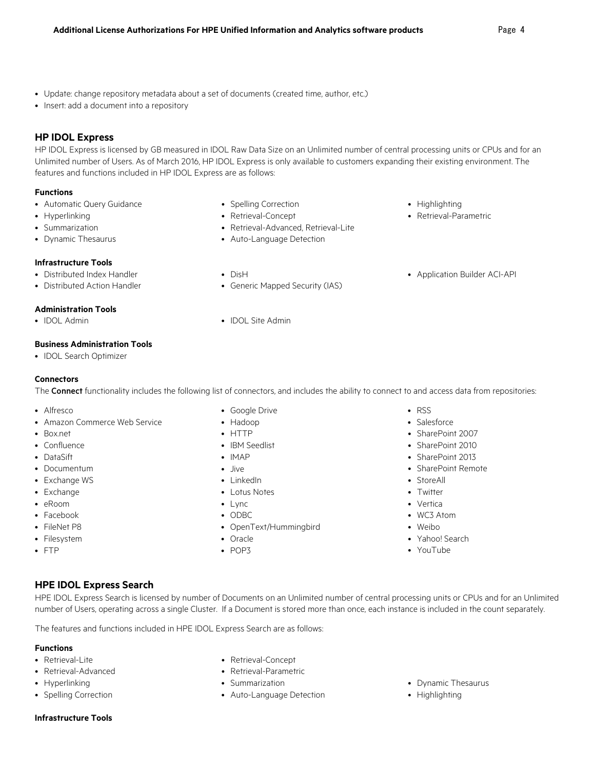- Update: change repository metadata about a set of documents (created time, author, etc.)
- Insert: add a document into a repository

## HP IDOL Express

HP IDOL Express is licensed by GB measured in IDOL Raw Data Size on an Unlimited number of central processing units or CPUs and for an Unlimited number of Users. As of March 2016, HP IDOL Express is only available to customers expanding their existing environment. The features and functions included in HP IDOL Express are as follows:

**Functions**

- Automatic Query Guidance
- Hyperlinking
- Summarization
- Dynamic Thesaurus
- Spelling Correction
- Retrieval-Concept
- Retrieval-Advanced, Retrieval-Lite
- Auto-Language Detection
- Highlighting
- Retrieval-Parametric

**Infrastructure Tools**

- Distributed Index Handler
- Distributed Action Handler
- DisH
- Generic Mapped Security (IAS)
- Application Builder ACI-API

**Administration Tools**

- IDOL Admin
- IDOL Site Admin

**Business Administration Tools**

- IDOL Search Optimizer

**Connectors**

The **Connect** functionality includes the following list of connectors, and includes the ability to connect to and access data from repositories:

- Alfresco
- Amazon Commerce Web Service
- Box.net
- Confluence
- DataSift
- Documentum
- Exchange WS
- Exchange
- eRoom
- Facebook
- FileNet P8
- Filesystem
- FTP
- Google Drive
- Hadoop
- HTTP
- IBM Seedlist
- IMAP
- Jive
- LinkedIn
- Lotus Notes
- Lync
- ODBC
- OpenText/Hummingbird
- Oracle
- POP3
- RSS
- Salesforce
- SharePoint 2007
- SharePoint 2010
- SharePoint 2013
- SharePoint Remote
- StoreAll
- Twitter
- Vertica
- WC3 Atom
- Weibo
- Yahoo! Search
- YouTube

## HPE IDOL Express Search

HPE IDOL Express Search is licensed by number of Documents on an Unlimited number of central processing units or CPUs and for an Unlimited number of Users, operating across a single Cluster. If a Document is stored more than once, each instance is included in the count separately.

The features and functions included in HPE IDOL Express Search are as follows:

**Functions**

- Retrieval-Lite
- Retrieval-Advanced
- Hyperlinking
- Spelling Correction
- Retrieval-Concept
- Retrieval-Parametric
- Summarization
- Auto-Language Detection
- Dynamic Thesaurus
- Highlighting

**Infrastructure Tools**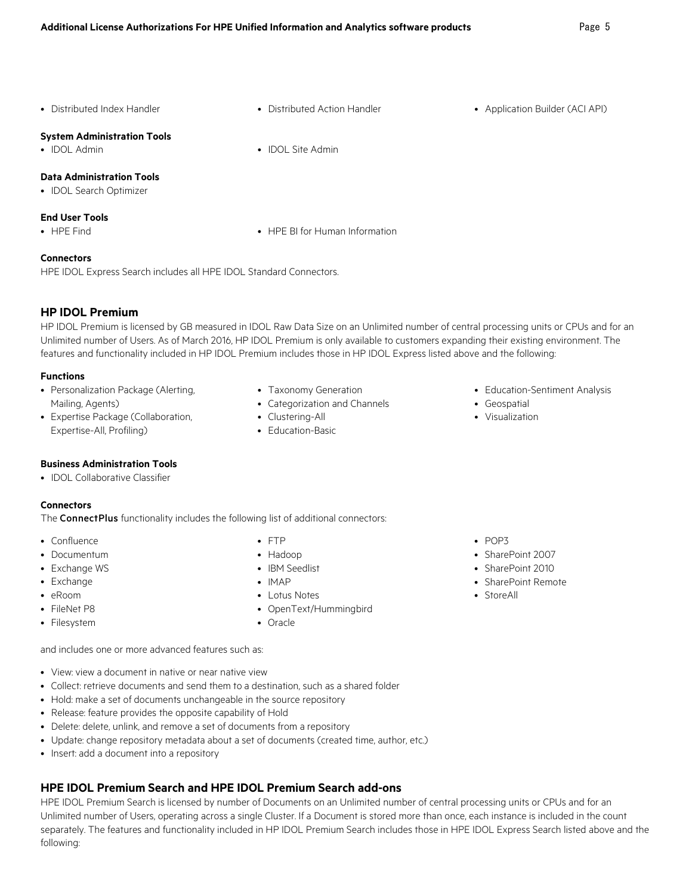- Distributed Index Handler
- Distributed Action Handler
- Application Builder (ACI API)

**System Administration Tools**

- IDOL Admin
- IDOL Site Admin

**Data Administration Tools**

- IDOL Search Optimizer

**End User Tools**

- HPE Find
- HPE BI for Human Information

**Connectors**

HPE IDOL Express Search includes all HPE IDOL Standard Connectors.

## HP IDOL Premium

HP IDOL Premium is licensed by GB measured in IDOL Raw Data Size on an Unlimited number of central processing units or CPUs and for an Unlimited number of Users. As of March 2016, HP IDOL Premium is only available to customers expanding their existing environment. The features and functionality included in HP IDOL Premium includes those in HP IDOL Express listed above and the following:

**Functions**

- Personalization Package (Alerting, Mailing, Agents)
- Expertise Package (Collaboration, Expertise-All, Profiling)
- Taxonomy Generation
- Categorization and Channels
- Clustering-All
- Education-Basic
- Education-Sentiment Analysis
- Geospatial
- Visualization

**Business Administration Tools**

- IDOL Collaborative Classifier

**Connectors**

The **ConnectPlus** functionality includes the following list of additional connectors:

- Confluence
- Documentum
- Exchange WS
- Exchange
- eRoom
- FileNet P8
- Filesystem
- FTP
- Hadoop
- IBM Seedlist
- IMAP
- Lotus Notes
- OpenText/Hummingbird
- Oracle
- POP3
- SharePoint 2007
- SharePoint 2010
- SharePoint Remote
- StoreAll

and includes one or more advanced features such as:

- View: view a document in native or near native view
- Collect: retrieve documents and send them to a destination, such as a shared folder
- Hold: make a set of documents unchangeable in the source repository
- Release: feature provides the opposite capability of Hold
- Delete: delete, unlink, and remove a set of documents from a repository
- Update: change repository metadata about a set of documents (created time, author, etc.)
- Insert: add a document into a repository

## HPE IDOL Premium Search and HPE IDOL Premium Search add-ons

HPE IDOL Premium Search is licensed by number of Documents on an Unlimited number of central processing units or CPUs and for an Unlimited number of Users, operating across a single Cluster. If a Document is stored more than once, each instance is included in the count separately. The features and functionality included in HP IDOL Premium Search includes those in HPE IDOL Express Search listed above and the following: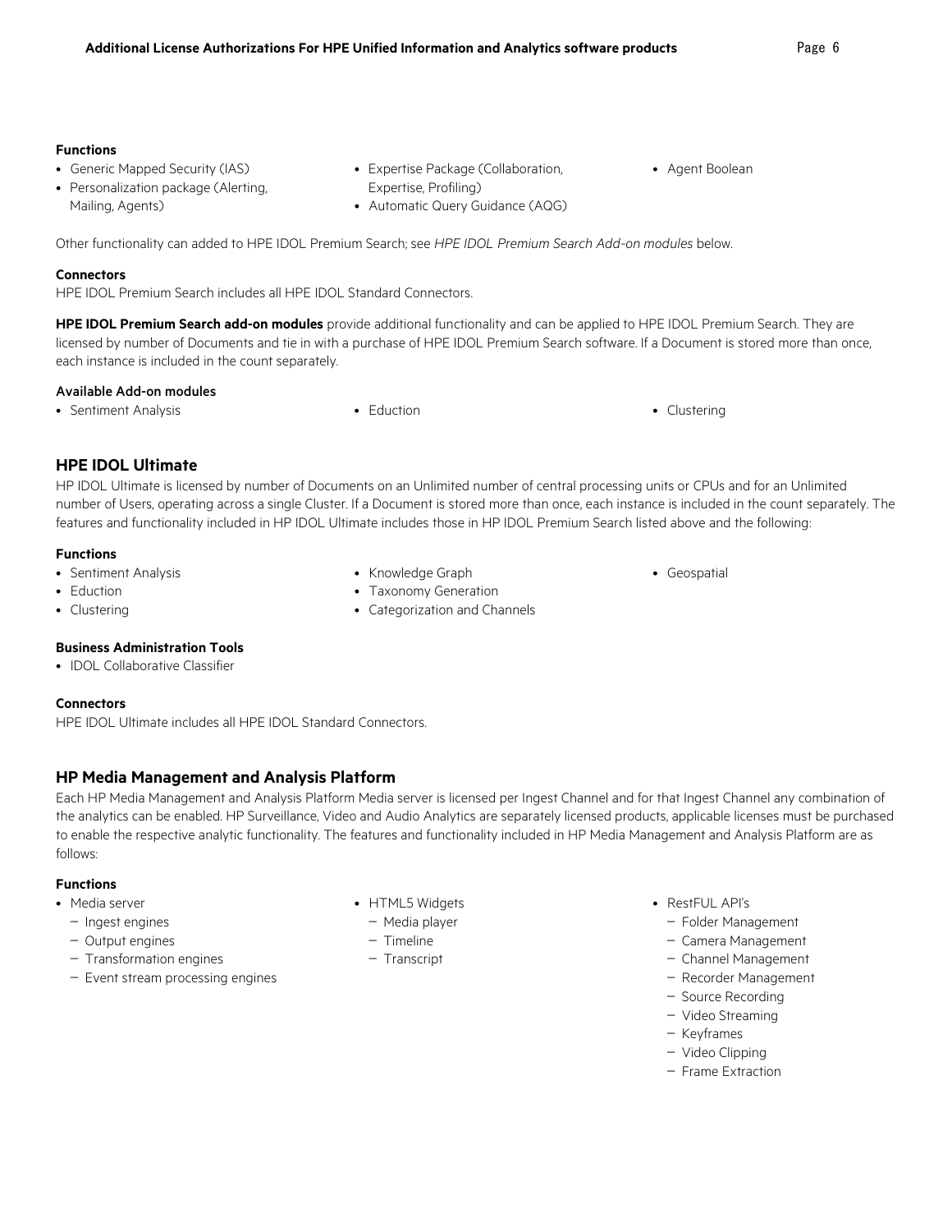**Functions**

- Generic Mapped Security (IAS)
- Personalization package (Alerting, Mailing, Agents)
- Expertise Package (Collaboration, Expertise, Profiling)
- Automatic Query Guidance (AQG)
- Agent Boolean

Other functionality can added to HPE IDOL Premium Search; see *HPE IDOL Premium Search Add-on modules* below.

**Connectors**

HPE IDOL Premium Search includes all HPE IDOL Standard Connectors.

**HPE IDOL Premium Search add-on modules** provide additional functionality and can be applied to HPE IDOL Premium Search. They are licensed by number of Documents and tie in with a purchase of HPE IDOL Premium Search software. If a Document is stored more than once, each instance is included in the count separately.

**Available Add-on modules**

- Sentiment Analysis
- Eduction
- Clustering

## HPE IDOL Ultimate

HP IDOL Ultimate is licensed by number of Documents on an Unlimited number of central processing units or CPUs and for an Unlimited number of Users, operating across a single Cluster. If a Document is stored more than once, each instance is included in the count separately. The features and functionality included in HP IDOL Ultimate includes those in HP IDOL Premium Search listed above and the following:

**Functions**

- Sentiment Analysis
- Eduction
- Clustering
- Knowledge Graph
- Taxonomy Generation
- Categorization and Channels
- Geospatial

**Business Administration Tools**

- IDOL Collaborative Classifier

**Connectors**

HPE IDOL Ultimate includes all HPE IDOL Standard Connectors.

## HP Media Management and Analysis Platform

Each HP Media Management and Analysis Platform Media server is licensed per Ingest Channel and for that Ingest Channel any combination of the analytics can be enabled. HP Surveillance, Video and Audio Analytics are separately licensed products, applicable licenses must be purchased to enable the respective analytic functionality. The features and functionality included in HP Media Management and Analysis Platform are as follows:

**Functions**

- Media server
  - Ingest engines
  - Output engines
  - Transformation engines
  - Event stream processing engines
- HTML5 Widgets
  - Media player
  - Timeline
  - Transcript
- RestFUL API's
  - Folder Management
  - Camera Management
  - Channel Management
  - Recorder Management
  - Source Recording
  - Video Streaming
  - Keyframes
  - Video Clipping
  - Frame Extraction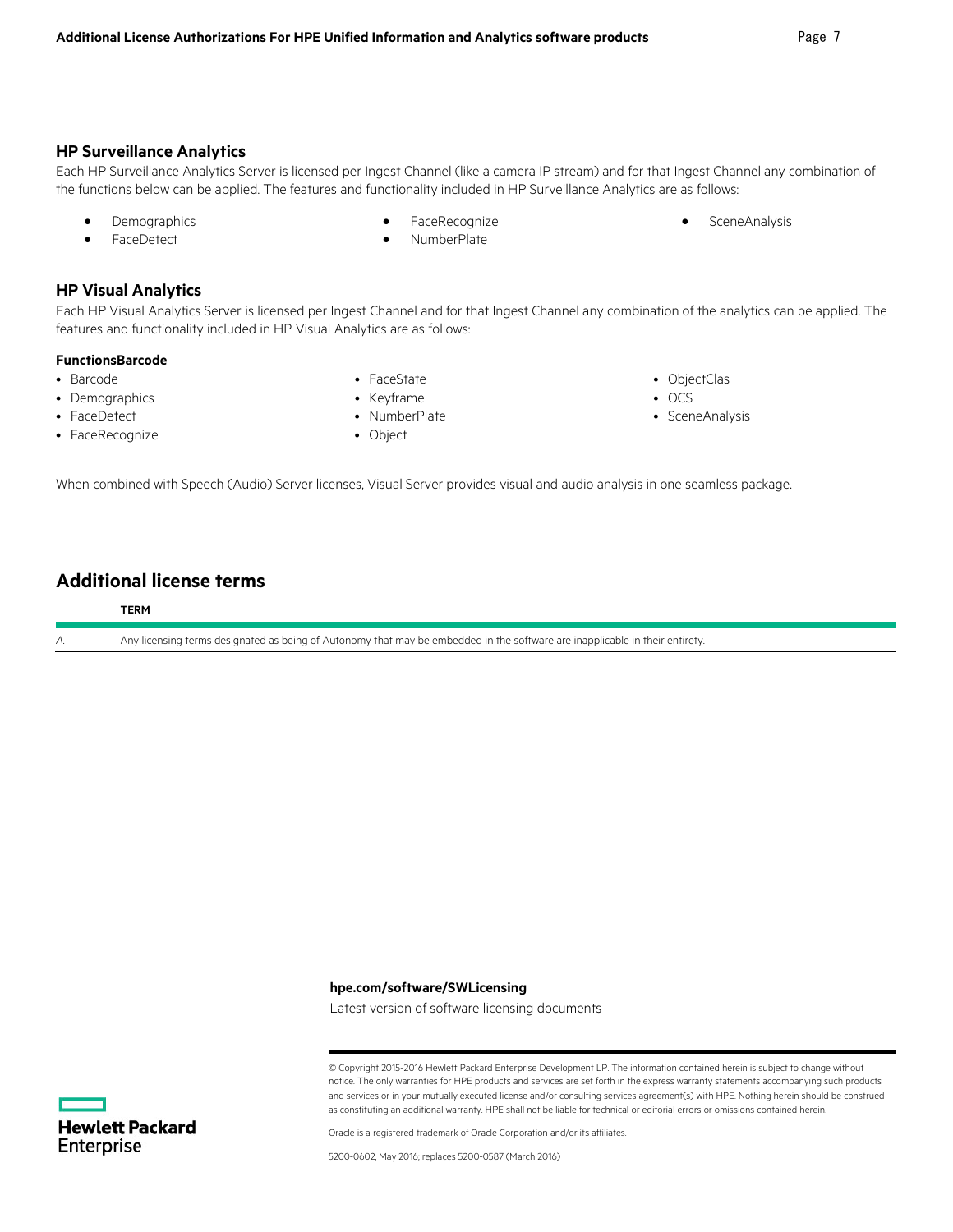### HP Surveillance Analytics

Each HP Surveillance Analytics Server is licensed per Ingest Channel (like a camera IP stream) and for that Ingest Channel any combination of the functions below can be applied. The features and functionality included in HP Surveillance Analytics are as follows:

- Demographics
- FaceDetect
- FaceRecognize
- NumberPlate
- SceneAnalysis

### HP Visual Analytics

Each HP Visual Analytics Server is licensed per Ingest Channel and for that Ingest Channel any combination of the analytics can be applied. The features and functionality included in HP Visual Analytics are as follows:

**FunctionsBarcode**

- Barcode
- Demographics
- FaceDetect
- FaceRecognize
- FaceState
- Keyframe
- NumberPlate
- Object
- ObjectClas
- OCS
- SceneAnalysis

When combined with Speech (Audio) Server licenses, Visual Server provides visual and audio analysis in one seamless package.

## Additional license terms

| | TERM |
|---|---|
| *A.* | Any licensing terms designated as being of Autonomy that may be embedded in the software are inapplicable in their entirety. |

**hpe.com/software/SWLicensing**

Latest version of software licensing documents

© Copyright 2015-2016 Hewlett Packard Enterprise Development LP. The information contained herein is subject to change without notice. The only warranties for HPE products and services are set forth in the express warranty statements accompanying such products and services or in your mutually executed license and/or consulting services agreement(s) with HPE. Nothing herein should be construed as constituting an additional warranty. HPE shall not be liable for technical or editorial errors or omissions contained herein.

Oracle is a registered trademark of Oracle Corporation and/or its affiliates.

5200-0602, May 2016; replaces 5200-0587 (March 2016)

Hewlett Packard Enterprise